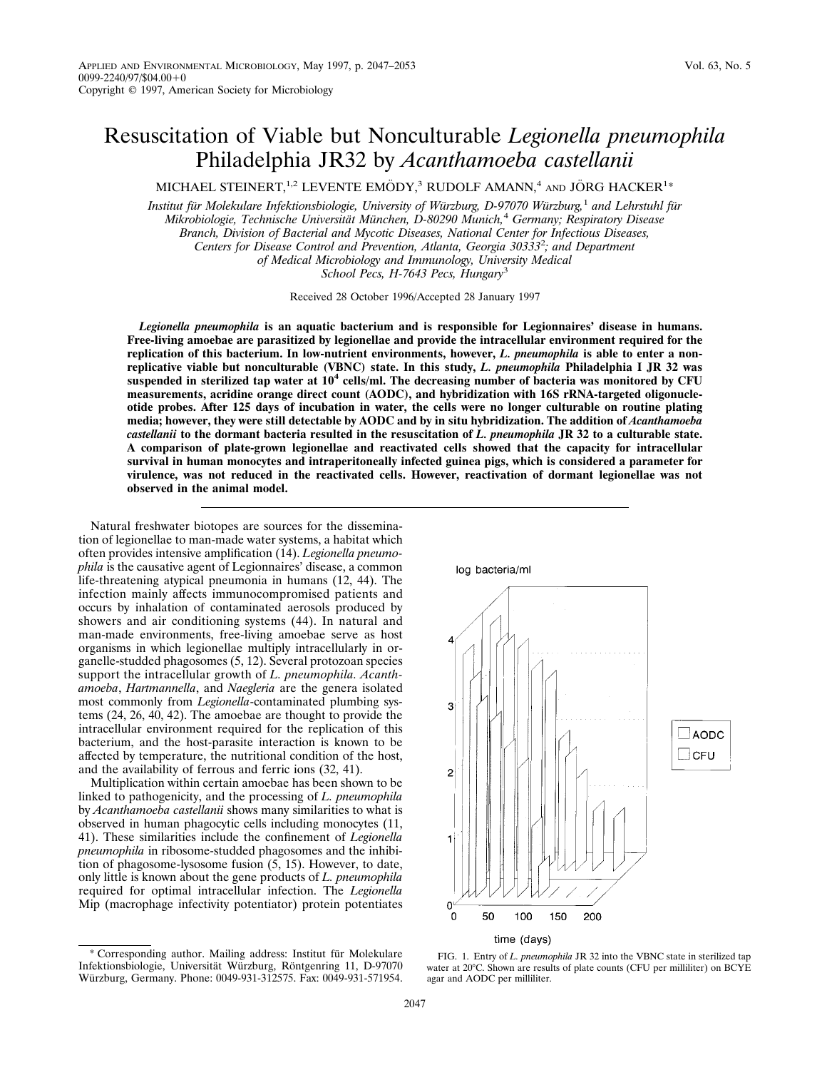# Resuscitation of Viable but Nonculturable *Legionella pneumophila* Philadelphia JR32 by *Acanthamoeba castellanii*

MICHAEL STEINERT,[1,2] LEVENTE EMÖDY,[3] RUDOLF AMANN,[4] AND JÖRG HACKER[1*]

*Institut für Molekulare Infektionsbiologie, University of Würzburg, D-97070 Würzburg,[1] and Lehrstuhl für Mikrobiologie, Technische Universität München, D-80290 Munich,[4] Germany; Respiratory Disease Branch, Division of Bacterial and Mycotic Diseases, National Center for Infectious Diseases, Centers for Disease Control and Prevention, Atlanta, Georgia 30333[2]; and Department of Medical Microbiology and Immunology, University Medical School Pecs, H-7643 Pecs, Hungary[3]*

Received 28 October 1996/Accepted 28 January 1997

***Legionella pneumophila* is an aquatic bacterium and is responsible for Legionnaires' disease in humans. Free-living amoebae are parasitized by legionellae and provide the intracellular environment required for the replication of this bacterium. In low-nutrient environments, however, *L. pneumophila* is able to enter a nonreplicative viable but nonculturable (VBNC) state. In this study, *L. pneumophila* Philadelphia I JR 32 was suspended in sterilized tap water at $10^4$ cells/ml. The decreasing number of bacteria was monitored by CFU measurements, acridine orange direct count (AODC), and hybridization with 16S rRNA-targeted oligonucleotide probes. After 125 days of incubation in water, the cells were no longer culturable on routine plating media; however, they were still detectable by AODC and by in situ hybridization. The addition of *Acanthamoeba castellanii* to the dormant bacteria resulted in the resuscitation of *L. pneumophila* JR 32 to a culturable state. A comparison of plate-grown legionellae and reactivated cells showed that the capacity for intracellular survival in human monocytes and intraperitoneally infected guinea pigs, which is considered a parameter for virulence, was not reduced in the reactivated cells. However, reactivation of dormant legionellae was not observed in the animal model.**

Natural freshwater biotopes are sources for the dissemination of legionellae to man-made water systems, a habitat which often provides intensive amplification (14). *Legionella pneumophila* is the causative agent of Legionnaires' disease, a common life-threatening atypical pneumonia in humans (12, 44). The infection mainly affects immunocompromised patients and occurs by inhalation of contaminated aerosols produced by showers and air conditioning systems (44). In natural and man-made environments, free-living amoebae serve as host organisms in which legionellae multiply intracellularly in organelle-studded phagosomes (5, 12). Several protozoan species support the intracellular growth of *L. pneumophila*. *Acanthamoeba*, *Hartmannella*, and *Naegleria* are the genera isolated most commonly from *Legionella*-contaminated plumbing systems (24, 26, 40, 42). The amoebae are thought to provide the intracellular environment required for the replication of this bacterium, and the host-parasite interaction is known to be affected by temperature, the nutritional condition of the host, and the availability of ferrous and ferric ions (32, 41).

Multiplication within certain amoebae has been shown to be linked to pathogenicity, and the processing of *L. pneumophila* by *Acanthamoeba castellanii* shows many similarities to what is observed in human phagocytic cells including monocytes (11, 41). These similarities include the confinement of *Legionella pneumophila* in ribosome-studded phagosomes and the inhibition of phagosome-lysosome fusion (5, 15). However, to date, only little is known about the gene products of *L. pneumophila* required for optimal intracellular infection. The *Legionella* Mip (macrophage infectivity potentiator) protein potentiates

FIG. 1. Entry of *L. pneumophila* JR 32 into the VBNC state in sterilized tap water at 20°C. Shown are results of plate counts (CFU per milliliter) on BCYE agar and AODC per milliliter.

\* Corresponding author. Mailing address: Institut für Molekulare Infektionsbiologie, Universität Würzburg, Röntgenring 11, D-97070 Würzburg, Germany. Phone: 0049-931-312575. Fax: 0049-931-571954.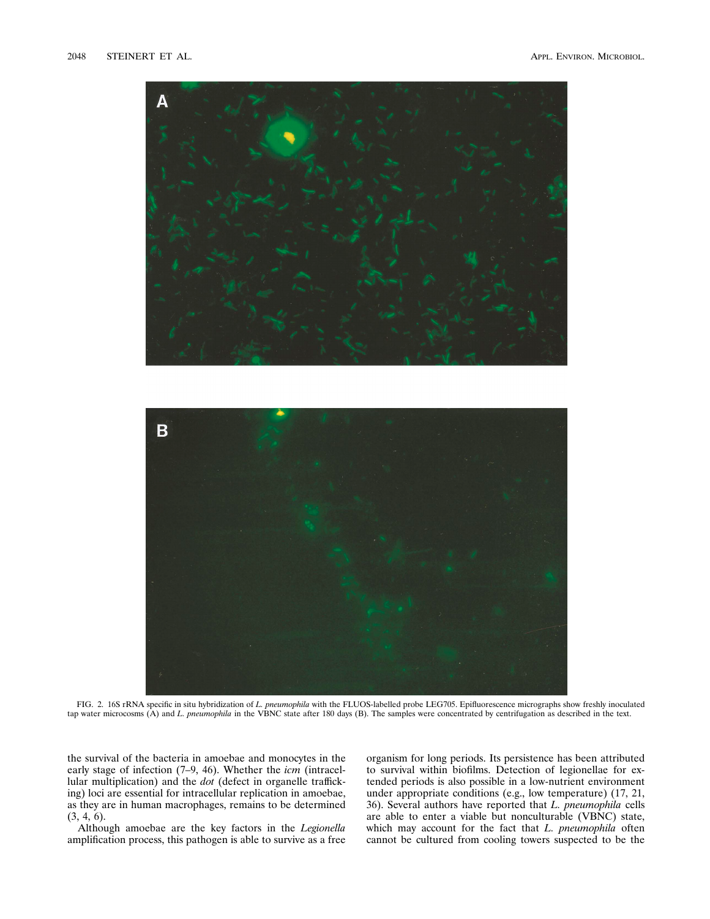FIG. 2. 16S rRNA specific in situ hybridization of *L. pneumophila* with the FLUOS-labelled probe LEG705. Epifluorescence micrographs show freshly inoculated tap water microcosms (A) and *L. pneumophila* in the VBNC state after 180 days (B). The samples were concentrated by centrifugation as described in the text.

the survival of the bacteria in amoebae and monocytes in the early stage of infection (7–9, 46). Whether the *icm* (intracellular multiplication) and the *dot* (defect in organelle trafficking) loci are essential for intracellular replication in amoebae, as they are in human macrophages, remains to be determined (3, 4, 6).

Although amoebae are the key factors in the *Legionella* amplification process, this pathogen is able to survive as a free organism for long periods. Its persistence has been attributed to survival within biofilms. Detection of legionellae for extended periods is also possible in a low-nutrient environment under appropriate conditions (e.g., low temperature) (17, 21, 36). Several authors have reported that *L. pneumophila* cells are able to enter a viable but nonculturable (VBNC) state, which may account for the fact that *L. pneumophila* often cannot be cultured from cooling towers suspected to be the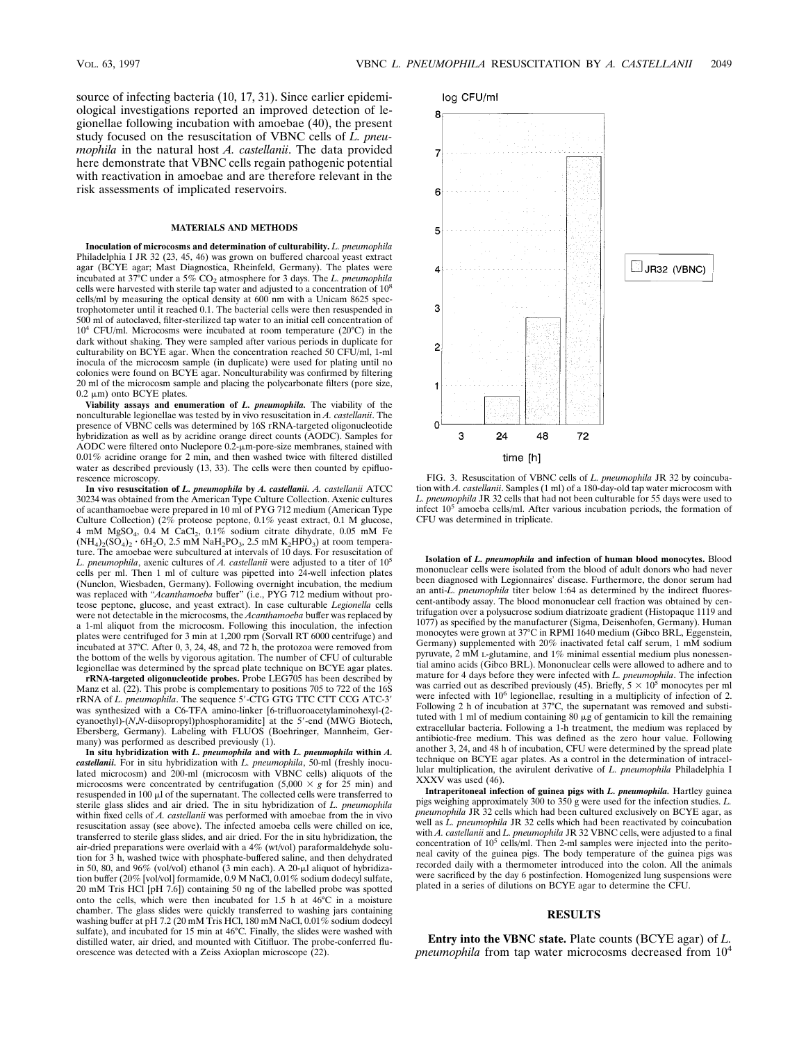source of infecting bacteria (10, 17, 31). Since earlier epidemiological investigations reported an improved detection of legionellae following incubation with amoebae (40), the present study focused on the resuscitation of VBNC cells of *L. pneumophila* in the natural host *A. castellanii*. The data provided here demonstrate that VBNC cells regain pathogenic potential with reactivation in amoebae and are therefore relevant in the risk assessments of implicated reservoirs.

## MATERIALS AND METHODS

**Inoculation of microcosms and determination of culturability.** *L. pneumophila* Philadelphia I JR 32 (23, 45, 46) was grown on buffered charcoal yeast extract agar (BCYE agar; Mast Diagnostica, Rheinfeld, Germany). The plates were incubated at 37°C under a 5% $CO_2$ atmosphere for 3 days. The *L. pneumophila* cells were harvested with sterile tap water and adjusted to a concentration of $10^8$ cells/ml by measuring the optical density at 600 nm with a Unicam 8625 spectrophotometer until it reached 0.1. The bacterial cells were then resuspended in 500 ml of autoclaved, filter-sterilized tap water to an initial cell concentration of $10^4$ CFU/ml. Microcosms were incubated at room temperature (20°C) in the dark without shaking. They were sampled after various periods in duplicate for culturability on BCYE agar. When the concentration reached 50 CFU/ml, 1-ml inocula of the microcosm sample (in duplicate) were used for plating until no colonies were found on BCYE agar. Nonculturability was confirmed by filtering 20 ml of the microcosm sample and placing the polycarbonate filters (pore size, 0.2 μm) onto BCYE plates.

**Viability assays and enumeration of *L. pneumophila*.** The viability of the nonculturable legionellae was tested by in vivo resuscitation in *A. castellanii*. The presence of VBNC cells was determined by 16S rRNA-targeted oligonucleotide hybridization as well as by acridine orange direct counts (AODC). Samples for AODC were filtered onto Nuclepore 0.2-μm-pore-size membranes, stained with 0.01% acridine orange for 2 min, and then washed twice with filtered distilled water as described previously (13, 33). The cells were then counted by epifluorescence microscopy.

**In vivo resuscitation of *L. pneumophila* by *A. castellanii*.** *A. castellanii* ATCC 30234 was obtained from the American Type Culture Collection. Axenic cultures of acanthamoebae were prepared in 10 ml of PYG 712 medium (American Type Culture Collection) (2% proteose peptone, 0.1% yeast extract, 0.1 M glucose, 4 mM $MgSO_4$, 0.4 M $CaCl_2$, 0.1% sodium citrate dihydrate, 0.05 mM Fe $(NH_4)_2(SO_4)_2 \cdot 6H_2O$, 2.5 mM $NaH_2PO_3$, 2.5 mM $K_2HPO_3$) at room temperature. The amoebae were subcultured at intervals of 10 days. For resuscitation of *L. pneumophila*, axenic cultures of *A. castellanii* were adjusted to a titer of $10^5$ cells per ml. Then 1 ml of culture was pipetted into 24-well infection plates (Nunclon, Wiesbaden, Germany). Following overnight incubation, the medium was replaced with "*Acanthamoeba* buffer" (i.e., PYG 712 medium without proteose peptone, glucose, and yeast extract). In case culturable *Legionella* cells were not detectable in the microcosms, the *Acanthamoeba* buffer was replaced by a 1-ml aliquot from the microcosm. Following this inoculation, the infection plates were centrifuged for 3 min at 1,200 rpm (Sorvall RT 6000 centrifuge) and incubated at 37°C. After 0, 3, 24, 48, and 72 h, the protozoa were removed from the bottom of the wells by vigorous agitation. The number of CFU of culturable legionellae was determined by the spread plate technique on BCYE agar plates.

**rRNA-targeted oligonucleotide probes.** Probe LEG705 has been described by Manz et al. (22). This probe is complementary to positions 705 to 722 of the 16S rRNA of *L. pneumophila*. The sequence 5′-CTG GTG TTC CTT CCG ATC-3′ was synthesized with a C6-TFA amino-linker [6-trifluoroacetylaminohexyl-(2-cyanoethyl)-(*N*,*N*-diisopropyl)phosphoramidite] at the 5′-end (MWG Biotech, Ebersberg, Germany). Labeling with FLUOS (Boehringer, Mannheim, Germany) was performed as described previously (1).

**In situ hybridization with *L. pneumophila* and with *L. pneumophila* within *A. castellanii*.** For in situ hybridization with *L. pneumophila*, 50-ml (freshly inoculated microcosm) and 200-ml (microcosm with VBNC cells) aliquots of the microcosms were concentrated by centrifugation (5,000 × *g* for 25 min) and resuspended in 100 μl of the supernatant. The collected cells were transferred to sterile glass slides and air dried. The in situ hybridization of *L. pneumophila* within fixed cells of *A. castellanii* was performed with amoebae from the in vivo resuscitation assay (see above). The infected amoeba cells were chilled on ice, transferred to sterile glass slides, and air dried. For the in situ hybridization, the air-dried preparations were overlaid with a 4% (wt/vol) paraformaldehyde solution for 3 h, washed twice with phosphate-buffered saline, and then dehydrated in 50, 80, and 96% (vol/vol) ethanol (3 min each). A 20-μl aliquot of hybridization buffer (20% [vol/vol] formamide, 0.9 M NaCl, 0.01% sodium dodecyl sulfate, 20 mM Tris HCl [pH 7.6]) containing 50 ng of the labelled probe was spotted onto the cells, which were then incubated for 1.5 h at 46°C in a moisture chamber. The glass slides were quickly transferred to washing jars containing washing buffer at pH 7.2 (20 mM Tris HCl, 180 mM NaCl, 0.01% sodium dodecyl sulfate), and incubated for 15 min at 46°C. Finally, the slides were washed with distilled water, air dried, and mounted with Citifluor. The probe-conferred fluorescence was detected with a Zeiss Axioplan microscope (22).

FIG. 3. Resuscitation of VBNC cells of *L. pneumophila* JR 32 by coincubation with *A. castellanii*. Samples (1 ml) of a 180-day-old tap water microcosm with *L. pneumophila* JR 32 cells that had not been culturable for 55 days were used to infect $10^5$ amoeba cells/ml. After various incubation periods, the formation of CFU was determined in triplicate.

**Isolation of *L. pneumophila* and infection of human blood monocytes.** Blood mononuclear cells were isolated from the blood of adult donors who had never been diagnosed with Legionnaires' disease. Furthermore, the donor serum had an anti-*L. pneumophila* titer below 1:64 as determined by the indirect fluorescent-antibody assay. The blood mononuclear cell fraction was obtained by centrifugation over a polysucrose sodium diatrizoate gradient (Histopaque 1119 and 1077) as specified by the manufacturer (Sigma, Deisenhofen, Germany). Human monocytes were grown at 37°C in RPMI 1640 medium (Gibco BRL, Eggenstein, Germany) supplemented with 20% inactivated fetal calf serum, 1 mM sodium pyruvate, 2 mM L-glutamine, and 1% minimal essential medium plus nonessential amino acids (Gibco BRL). Mononuclear cells were allowed to adhere and to mature for 4 days before they were infected with *L. pneumophila*. The infection was carried out as described previously (45). Briefly, $5 \times 10^5$ monocytes per ml were infected with $10^6$ legionellae, resulting in a multiplicity of infection of 2. Following 2 h of incubation at 37°C, the supernatant was removed and substituted with 1 ml of medium containing 80 μg of gentamicin to kill the remaining extracellular bacteria. Following a 1-h treatment, the medium was replaced by antibiotic-free medium. This was defined as the zero hour value. Following another 3, 24, and 48 h of incubation, CFU were determined by the spread plate technique on BCYE agar plates. As a control in the determination of intracellular multiplication, the avirulent derivative of *L. pneumophila* Philadelphia I XXXV was used (46).

**Intraperitoneal infection of guinea pigs with *L. pneumophila*.** Hartley guinea pigs weighing approximately 300 to 350 g were used for the infection studies. *L. pneumophila* JR 32 cells which had been cultured exclusively on BCYE agar, as well as *L. pneumophila* JR 32 cells which had been reactivated by coincubation with *A. castellanii* and *L. pneumophila* JR 32 VBNC cells, were adjusted to a final concentration of $10^5$ cells/ml. Then 2-ml samples were injected into the peritoneal cavity of the guinea pigs. The body temperature of the guinea pigs was recorded daily with a thermometer introduced into the colon. All the animals were sacrificed by the day 6 postinfection. Homogenized lung suspensions were plated in a series of dilutions on BCYE agar to determine the CFU.

## RESULTS

**Entry into the VBNC state.** Plate counts (BCYE agar) of *L. pneumophila* from tap water microcosms decreased from $10^4$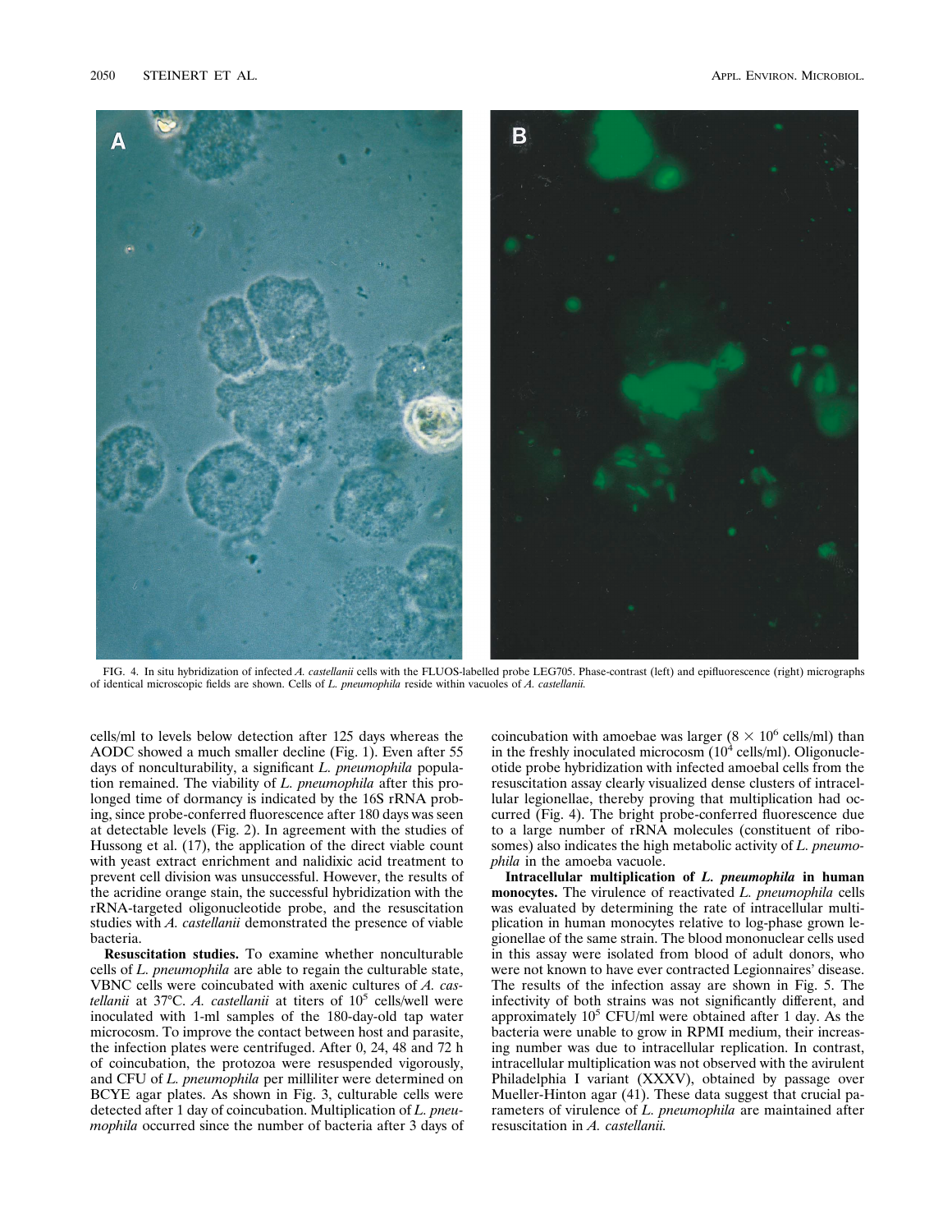FIG. 4. In situ hybridization of infected *A. castellanii* cells with the FLUOS-labelled probe LEG705. Phase-contrast (left) and epifluorescence (right) micrographs of identical microscopic fields are shown. Cells of *L. pneumophila* reside within vacuoles of *A. castellanii.*

cells/ml to levels below detection after 125 days whereas the AODC showed a much smaller decline (Fig. 1). Even after 55 days of nonculturability, a significant *L. pneumophila* population remained. The viability of *L. pneumophila* after this prolonged time of dormancy is indicated by the 16S rRNA probing, since probe-conferred fluorescence after 180 days was seen at detectable levels (Fig. 2). In agreement with the studies of Hussong et al. (17), the application of the direct viable count with yeast extract enrichment and nalidixic acid treatment to prevent cell division was unsuccessful. However, the results of the acridine orange stain, the successful hybridization with the rRNA-targeted oligonucleotide probe, and the resuscitation studies with *A. castellanii* demonstrated the presence of viable bacteria.

**Resuscitation studies.** To examine whether nonculturable cells of *L. pneumophila* are able to regain the culturable state, VBNC cells were coincubated with axenic cultures of *A. castellanii* at 37°C. *A. castellanii* at titers of $10^5$ cells/well were inoculated with 1-ml samples of the 180-day-old tap water microcosm. To improve the contact between host and parasite, the infection plates were centrifuged. After 0, 24, 48 and 72 h of coincubation, the protozoa were resuspended vigorously, and CFU of *L. pneumophila* per milliliter were determined on BCYE agar plates. As shown in Fig. 3, culturable cells were detected after 1 day of coincubation. Multiplication of *L. pneumophila* occurred since the number of bacteria after 3 days of coincubation with amoebae was larger ($8 \times 10^6$ cells/ml) than in the freshly inoculated microcosm ($10^4$ cells/ml). Oligonucleotide probe hybridization with infected amoebal cells from the resuscitation assay clearly visualized dense clusters of intracellular legionellae, thereby proving that multiplication had occurred (Fig. 4). The bright probe-conferred fluorescence due to a large number of rRNA molecules (constituent of ribosomes) also indicates the high metabolic activity of *L. pneumophila* in the amoeba vacuole.

**Intracellular multiplication of *L. pneumophila* in human monocytes.** The virulence of reactivated *L. pneumophila* cells was evaluated by determining the rate of intracellular multiplication in human monocytes relative to log-phase grown legionellae of the same strain. The blood mononuclear cells used in this assay were isolated from blood of adult donors, who were not known to have ever contracted Legionnaires' disease. The results of the infection assay are shown in Fig. 5. The infectivity of both strains was not significantly different, and approximately $10^5$ CFU/ml were obtained after 1 day. As the bacteria were unable to grow in RPMI medium, their increasing number was due to intracellular replication. In contrast, intracellular multiplication was not observed with the avirulent Philadelphia I variant (XXXV), obtained by passage over Mueller-Hinton agar (41). These data suggest that crucial parameters of virulence of *L. pneumophila* are maintained after resuscitation in *A. castellanii.*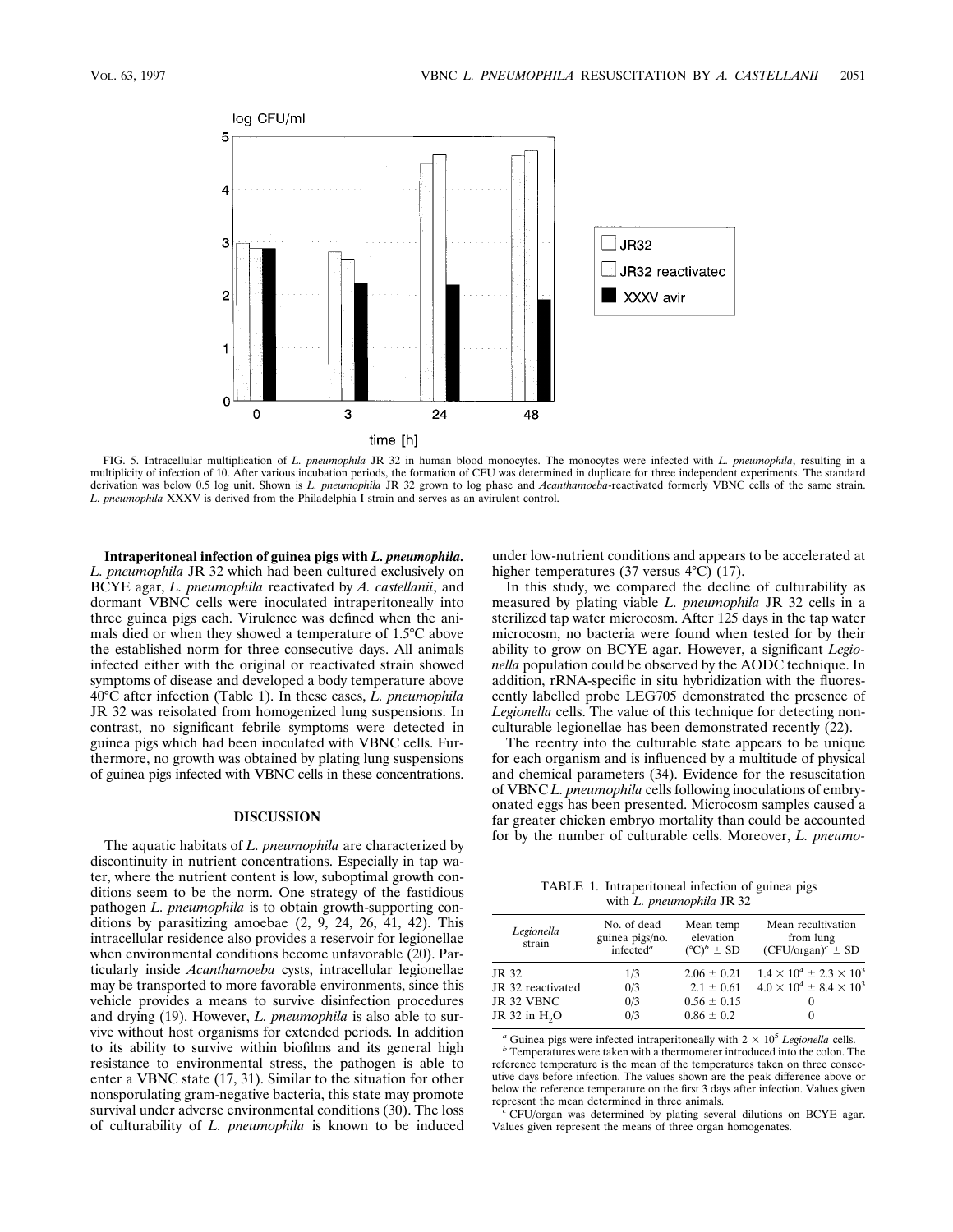FIG. 5. Intracellular multiplication of *L. pneumophila* JR 32 in human blood monocytes. The monocytes were infected with *L. pneumophila*, resulting in a multiplicity of infection of 10. After various incubation periods, the formation of CFU was determined in duplicate for three independent experiments. The standard derivation was below 0.5 log unit. Shown is *L. pneumophila* JR 32 grown to log phase and *Acanthamoeba*-reactivated formerly VBNC cells of the same strain. *L. pneumophila* XXXV is derived from the Philadelphia I strain and serves as an avirulent control.

**Intraperitoneal infection of guinea pigs with *L. pneumophila*.** *L. pneumophila* JR 32 which had been cultured exclusively on BCYE agar, *L. pneumophila* reactivated by *A. castellanii*, and dormant VBNC cells were inoculated intraperitoneally into three guinea pigs each. Virulence was defined when the animals died or when they showed a temperature of 1.5°C above the established norm for three consecutive days. All animals infected either with the original or reactivated strain showed symptoms of disease and developed a body temperature above 40°C after infection (Table 1). In these cases, *L. pneumophila* JR 32 was reisolated from homogenized lung suspensions. In contrast, no significant febrile symptoms were detected in guinea pigs which had been inoculated with VBNC cells. Furthermore, no growth was obtained by plating lung suspensions of guinea pigs infected with VBNC cells in these concentrations.

## DISCUSSION

The aquatic habitats of *L. pneumophila* are characterized by discontinuity in nutrient concentrations. Especially in tap water, where the nutrient content is low, suboptimal growth conditions seem to be the norm. One strategy of the fastidious pathogen *L. pneumophila* is to obtain growth-supporting conditions by parasitizing amoebae (2, 9, 24, 26, 41, 42). This intracellular residence also provides a reservoir for legionellae when environmental conditions become unfavorable (20). Particularly inside *Acanthamoeba* cysts, intracellular legionellae may be transported to more favorable environments, since this vehicle provides a means to survive disinfection procedures and drying (19). However, *L. pneumophila* is also able to survive without host organisms for extended periods. In addition to its ability to survive within biofilms and its general high resistance to environmental stress, the pathogen is able to enter a VBNC state (17, 31). Similar to the situation for other nonsporulating gram-negative bacteria, this state may promote survival under adverse environmental conditions (30). The loss of culturability of *L. pneumophila* is known to be induced under low-nutrient conditions and appears to be accelerated at higher temperatures (37 versus 4°C) (17).

In this study, we compared the decline of culturability as measured by plating viable *L. pneumophila* JR 32 cells in a sterilized tap water microcosm. After 125 days in the tap water microcosm, no bacteria were found when tested for by their ability to grow on BCYE agar. However, a significant *Legionella* population could be observed by the AODC technique. In addition, rRNA-specific in situ hybridization with the fluorescently labelled probe LEG705 demonstrated the presence of *Legionella* cells. The value of this technique for detecting nonculturable legionellae has been demonstrated recently (22).

The reentry into the culturable state appears to be unique for each organism and is influenced by a multitude of physical and chemical parameters (34). Evidence for the resuscitation of VBNC *L. pneumophila* cells following inoculations of embryonated eggs has been presented. Microcosm samples caused a far greater chicken embryo mortality than could be accounted for by the number of culturable cells. Moreover, *L. pneumo-*

TABLE 1. Intraperitoneal infection of guinea pigs with *L. pneumophila* JR 32

| *Legionella* strain | No. of dead guinea pigs/no. infected[a] | Mean temp elevation (°C)[b] ± SD | Mean recultivation from lung (CFU/organ)[c] ± SD |
|---|---|---|---|
| JR 32 | 1/3 | 2.06 ± 0.21 | $1.4 \times 10^4 \pm 2.3 \times 10^3$ |
| JR 32 reactivated | 0/3 | 2.1 ± 0.61 | $4.0 \times 10^4 \pm 8.4 \times 10^3$ |
| JR 32 VBNC | 0/3 | 0.56 ± 0.15 | 0 |
| JR 32 in $H_2O$ | 0/3 | 0.86 ± 0.2 | 0 |

[a] Guinea pigs were infected intraperitoneally with $2 \times 10^5$ *Legionella* cells.

[b] Temperatures were taken with a thermometer introduced into the colon. The reference temperature is the mean of the temperatures taken on three consecutive days before infection. The values shown are the peak difference above or below the reference temperature on the first 3 days after infection. Values given represent the mean determined in three animals.

[c] CFU/organ was determined by plating several dilutions on BCYE agar. Values given represent the means of three organ homogenates.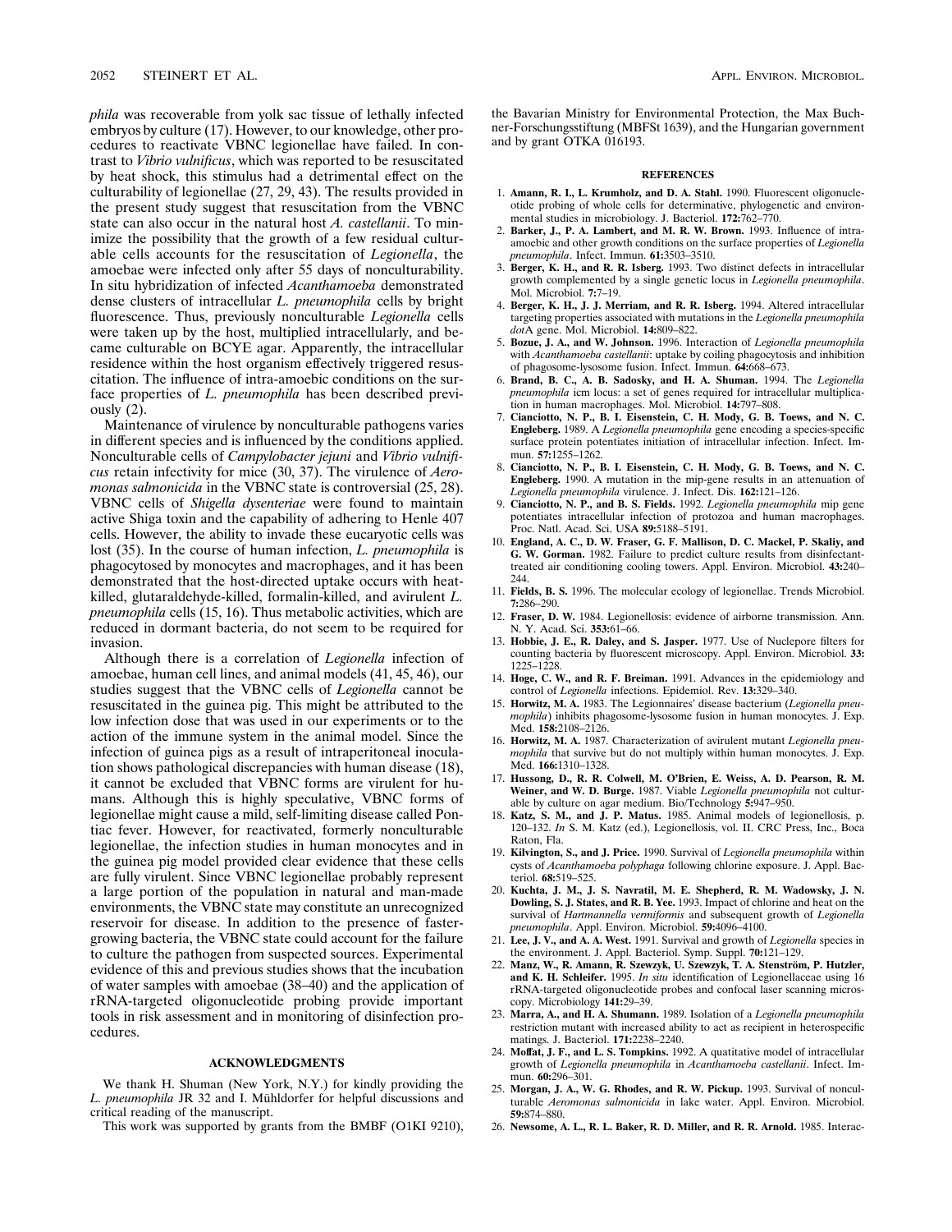*phila* was recoverable from yolk sac tissue of lethally infected embryos by culture (17). However, to our knowledge, other procedures to reactivate VBNC legionellae have failed. In contrast to *Vibrio vulnificus*, which was reported to be resuscitated by heat shock, this stimulus had a detrimental effect on the culturability of legionellae (27, 29, 43). The results provided in the present study suggest that resuscitation from the VBNC state can also occur in the natural host *A. castellanii*. To minimize the possibility that the growth of a few residual culturable cells accounts for the resuscitation of *Legionella*, the amoebae were infected only after 55 days of nonculturability. In situ hybridization of infected *Acanthamoeba* demonstrated dense clusters of intracellular *L. pneumophila* cells by bright fluorescence. Thus, previously nonculturable *Legionella* cells were taken up by the host, multiplied intracellularly, and became culturable on BCYE agar. Apparently, the intracellular residence within the host organism effectively triggered resuscitation. The influence of intra-amoebic conditions on the surface properties of *L. pneumophila* has been described previously (2).

Maintenance of virulence by nonculturable pathogens varies in different species and is influenced by the conditions applied. Nonculturable cells of *Campylobacter jejuni* and *Vibrio vulnificus* retain infectivity for mice (30, 37). The virulence of *Aeromonas salmonicida* in the VBNC state is controversial (25, 28). VBNC cells of *Shigella dysenteriae* were found to maintain active Shiga toxin and the capability of adhering to Henle 407 cells. However, the ability to invade these eucaryotic cells was lost (35). In the course of human infection, *L. pneumophila* is phagocytosed by monocytes and macrophages, and it has been demonstrated that the host-directed uptake occurs with heat-killed, glutaraldehyde-killed, formalin-killed, and avirulent *L. pneumophila* cells (15, 16). Thus metabolic activities, which are reduced in dormant bacteria, do not seem to be required for invasion.

Although there is a correlation of *Legionella* infection of amoebae, human cell lines, and animal models (41, 45, 46), our studies suggest that the VBNC cells of *Legionella* cannot be resuscitated in the guinea pig. This might be attributed to the low infection dose that was used in our experiments or to the action of the immune system in the animal model. Since the infection of guinea pigs as a result of intraperitoneal inoculation shows pathological discrepancies with human disease (18), it cannot be excluded that VBNC forms are virulent for humans. Although this is highly speculative, VBNC forms of legionellae might cause a mild, self-limiting disease called Pontiac fever. However, for reactivated, formerly nonculturable legionellae, the infection studies in human monocytes and in the guinea pig model provided clear evidence that these cells are fully virulent. Since VBNC legionellae probably represent a large portion of the population in natural and man-made environments, the VBNC state may constitute an unrecognized reservoir for disease. In addition to the presence of faster-growing bacteria, the VBNC state could account for the failure to culture the pathogen from suspected sources. Experimental evidence of this and previous studies shows that the incubation of water samples with amoebae (38–40) and the application of rRNA-targeted oligonucleotide probing provide important tools in risk assessment and in monitoring of disinfection procedures.

## ACKNOWLEDGMENTS

We thank H. Shuman (New York, N.Y.) for kindly providing the *L. pneumophila* JR 32 and I. Mühldorfer for helpful discussions and critical reading of the manuscript.

This work was supported by grants from the BMBF (O1KI 9210), the Bavarian Ministry for Environmental Protection, the Max Buchner-Forschungsstiftung (MBFSt 1639), and the Hungarian government and by grant OTKA 016193.

## REFERENCES

1. **Amann, R. I., L. Krumholz, and D. A. Stahl.** 1990. Fluorescent oligonucleotide probing of whole cells for determinative, phylogenetic and environmental studies in microbiology. J. Bacteriol. **172:**762–770.
2. **Barker, J., P. A. Lambert, and M. R. W. Brown.** 1993. Influence of intra-amoebic and other growth conditions on the surface properties of *Legionella pneumophila*. Infect. Immun. **61:**3503–3510.
3. **Berger, K. H., and R. R. Isberg.** 1993. Two distinct defects in intracellular growth complemented by a single genetic locus in *Legionella pneumophila*. Mol. Microbiol. **7:**7–19.
4. **Berger, K. H., J. J. Merriam, and R. R. Isberg.** 1994. Altered intracellular targeting properties associated with mutations in the *Legionella pneumophila dotA* gene. Mol. Microbiol. **14:**809–822.
5. **Bozue, J. A., and W. Johnson.** 1996. Interaction of *Legionella pneumophila* with *Acanthamoeba castellanii*: uptake by coiling phagocytosis and inhibition of phagosome-lysosome fusion. Infect. Immun. **64:**668–673.
6. **Brand, B. C., A. B. Sadosky, and H. A. Shuman.** 1994. The *Legionella pneumophila* icm locus: a set of genes required for intracellular multiplication in human macrophages. Mol. Microbiol. **14:**797–808.
7. **Cianciotto, N. P., B. I. Eisenstein, C. H. Mody, G. B. Toews, and N. C. Engleberg.** 1989. A *Legionella pneumophila* gene encoding a species-specific surface protein potentiates initiation of intracellular infection. Infect. Immun. **57:**1255–1262.
8. **Cianciotto, N. P., B. I. Eisenstein, C. H. Mody, G. B. Toews, and N. C. Engleberg.** 1990. A mutation in the mip-gene results in an attenuation of *Legionella pneumophila* virulence. J. Infect. Dis. **162:**121–126.
9. **Cianciotto, N. P., and B. S. Fields.** 1992. *Legionella pneumophila* mip gene potentiates intracellular infection of protozoa and human macrophages. Proc. Natl. Acad. Sci. USA **89:**5188–5191.
10. **England, A. C., D. W. Fraser, G. F. Mallison, D. C. Mackel, P. Skaliy, and G. W. Gorman.** 1982. Failure to predict culture results from disinfectant-treated air conditioning cooling towers. Appl. Environ. Microbiol. **43:**240–244.
11. **Fields, B. S.** 1996. The molecular ecology of legionellae. Trends Microbiol. **7:**286–290.
12. **Fraser, D. W.** 1984. Legionellosis: evidence of airborne transmission. Ann. N. Y. Acad. Sci. **353:**61–66.
13. **Hobbie, J. E., R. Daley, and S. Jasper.** 1977. Use of Nuclepore filters for counting bacteria by fluorescent microscopy. Appl. Environ. Microbiol. **33:**1225–1228.
14. **Hoge, C. W., and R. F. Breiman.** 1991. Advances in the epidemiology and control of *Legionella* infections. Epidemiol. Rev. **13:**329–340.
15. **Horwitz, M. A.** 1983. The Legionnaires' disease bacterium (*Legionella pneumophila*) inhibits phagosome-lysosome fusion in human monocytes. J. Exp. Med. **158:**2108–2126.
16. **Horwitz, M. A.** 1987. Characterization of avirulent mutant *Legionella pneumophila* that survive but do not multiply within human monocytes. J. Exp. Med. **166:**1310–1328.
17. **Hussong, D., R. R. Colwell, M. O'Brien, E. Weiss, A. D. Pearson, R. M. Weiner, and W. D. Burge.** 1987. Viable *Legionella pneumophila* not culturable by culture on agar medium. Bio/Technology **5:**947–950.
18. **Katz, S. M., and J. P. Matus.** 1985. Animal models of legionellosis, p. 120–132. *In* S. M. Katz (ed.), Legionellosis, vol. II. CRC Press, Inc., Boca Raton, Fla.
19. **Kilvington, S., and J. Price.** 1990. Survival of *Legionella pneumophila* within cysts of *Acanthamoeba polyphaga* following chlorine exposure. J. Appl. Bacteriol. **68:**519–525.
20. **Kuchta, J. M., J. S. Navratil, M. E. Shepherd, R. M. Wadowsky, J. N. Dowling, S. J. States, and R. B. Yee.** 1993. Impact of chlorine and heat on the survival of *Hartmannella vermiformis* and subsequent growth of *Legionella pneumophila*. Appl. Environ. Microbiol. **59:**4096–4100.
21. **Lee, J. V., and A. A. West.** 1991. Survival and growth of *Legionella* species in the environment. J. Appl. Bacteriol. Symp. Suppl. **70:**121–129.
22. **Manz, W., R. Amann, R. Szewzyk, U. Szewzyk, T. A. Stenström, P. Hutzler, and K. H. Schleifer.** 1995. *In situ* identification of Legionellaceae using 16 rRNA-targeted oligonucleotide probes and confocal laser scanning microscopy. Microbiology **141:**29–39.
23. **Marra, A., and H. A. Shumann.** 1989. Isolation of a *Legionella pneumophila* restriction mutant with increased ability to act as recipient in heterospecific matings. J. Bacteriol. **171:**2238–2240.
24. **Moffat, J. F., and L. S. Tompkins.** 1992. A quatitative model of intracellular growth of *Legionella pneumophila* in *Acanthamoeba castellanii*. Infect. Immun. **60:**296–301.
25. **Morgan, J. A., W. G. Rhodes, and R. W. Pickup.** 1993. Survival of nonculturable *Aeromonas salmonicida* in lake water. Appl. Environ. Microbiol. **59:**874–880.
26. **Newsome, A. L., R. L. Baker, R. D. Miller, and R. R. Arnold.** 1985. Interac-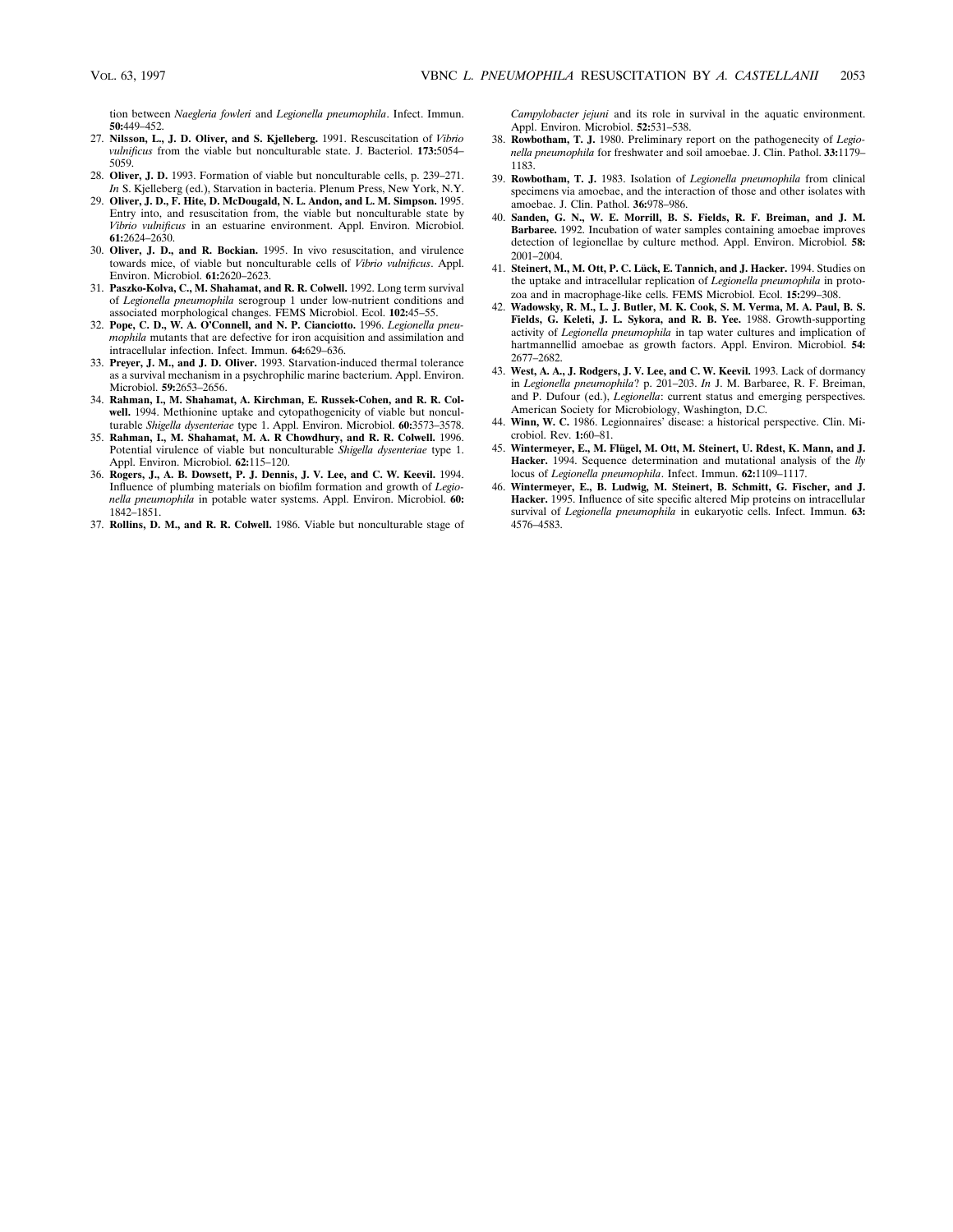tion between *Naegleria fowleri* and *Legionella pneumophila*. Infect. Immun. **50:**449–452.

27. **Nilsson, L., J. D. Oliver, and S. Kjelleberg.** 1991. Rescuscitation of *Vibrio vulnificus* from the viable but nonculturable state. J. Bacteriol. **173:**5054–5059.
28. **Oliver, J. D.** 1993. Formation of viable but nonculturable cells, p. 239–271. *In* S. Kjelleberg (ed.), Starvation in bacteria. Plenum Press, New York, N.Y.
29. **Oliver, J. D., F. Hite, D. McDougald, N. L. Andon, and L. M. Simpson.** 1995. Entry into, and resuscitation from, the viable but nonculturable state by *Vibrio vulnificus* in an estuarine environment. Appl. Environ. Microbiol. **61:**2624–2630.
30. **Oliver, J. D., and R. Bockian.** 1995. In vivo resuscitation, and virulence towards mice, of viable but nonculturable cells of *Vibrio vulnificus*. Appl. Environ. Microbiol. **61:**2620–2623.
31. **Paszko-Kolva, C., M. Shahamat, and R. R. Colwell.** 1992. Long term survival of *Legionella pneumophila* serogroup 1 under low-nutrient conditions and associated morphological changes. FEMS Microbiol. Ecol. **102:**45–55.
32. **Pope, C. D., W. A. O'Connell, and N. P. Cianciotto.** 1996. *Legionella pneumophila* mutants that are defective for iron acquisition and assimilation and intracellular infection. Infect. Immun. **64:**629–636.
33. **Preyer, J. M., and J. D. Oliver.** 1993. Starvation-induced thermal tolerance as a survival mechanism in a psychrophilic marine bacterium. Appl. Environ. Microbiol. **59:**2653–2656.
34. **Rahman, I., M. Shahamat, A. Kirchman, E. Russek-Cohen, and R. R. Colwell.** 1994. Methionine uptake and cytopathogenicity of viable but nonculturable *Shigella dysenteriae* type 1. Appl. Environ. Microbiol. **60:**3573–3578.
35. **Rahman, I., M. Shahamat, M. A. R Chowdhury, and R. R. Colwell.** 1996. Potential virulence of viable but nonculturable *Shigella dysenteriae* type 1. Appl. Environ. Microbiol. **62:**115–120.
36. **Rogers, J., A. B. Dowsett, P. J. Dennis, J. V. Lee, and C. W. Keevil.** 1994. Influence of plumbing materials on biofilm formation and growth of *Legionella pneumophila* in potable water systems. Appl. Environ. Microbiol. **60:** 1842–1851.
37. **Rollins, D. M., and R. R. Colwell.** 1986. Viable but nonculturable stage of *Campylobacter jejuni* and its role in survival in the aquatic environment. Appl. Environ. Microbiol. **52:**531–538.
38. **Rowbotham, T. J.** 1980. Preliminary report on the pathogenecity of *Legionella pneumophila* for freshwater and soil amoebae. J. Clin. Pathol. **33:**1179–1183.
39. **Rowbotham, T. J.** 1983. Isolation of *Legionella pneumophila* from clinical specimens via amoebae, and the interaction of those and other isolates with amoebae. J. Clin. Pathol. **36:**978–986.
40. **Sanden, G. N., W. E. Morrill, B. S. Fields, R. F. Breiman, and J. M. Barbaree.** 1992. Incubation of water samples containing amoebae improves detection of legionellae by culture method. Appl. Environ. Microbiol. **58:** 2001–2004.
41. **Steinert, M., M. Ott, P. C. Lück, E. Tannich, and J. Hacker.** 1994. Studies on the uptake and intracellular replication of *Legionella pneumophila* in protozoa and in macrophage-like cells. FEMS Microbiol. Ecol. **15:**299–308.
42. **Wadowsky, R. M., L. J. Butler, M. K. Cook, S. M. Verma, M. A. Paul, B. S. Fields, G. Keleti, J. L. Sykora, and R. B. Yee.** 1988. Growth-supporting activity of *Legionella pneumophila* in tap water cultures and implication of hartmannellid amoebae as growth factors. Appl. Environ. Microbiol. **54:** 2677–2682.
43. **West, A. A., J. Rodgers, J. V. Lee, and C. W. Keevil.** 1993. Lack of dormancy in *Legionella pneumophila*? p. 201–203. *In* J. M. Barbaree, R. F. Breiman, and P. Dufour (ed.), *Legionella*: current status and emerging perspectives. American Society for Microbiology, Washington, D.C.
44. **Winn, W. C.** 1986. Legionnaires' disease: a historical perspective. Clin. Microbiol. Rev. **1:**60–81.
45. **Wintermeyer, E., M. Flügel, M. Ott, M. Steinert, U. Rdest, K. Mann, and J. Hacker.** 1994. Sequence determination and mutational analysis of the *lly* locus of *Legionella pneumophila*. Infect. Immun. **62:**1109–1117.
46. **Wintermeyer, E., B. Ludwig, M. Steinert, B. Schmitt, G. Fischer, and J. Hacker.** 1995. Influence of site specific altered Mip proteins on intracellular survival of *Legionella pneumophila* in eukaryotic cells. Infect. Immun. **63:** 4576–4583.